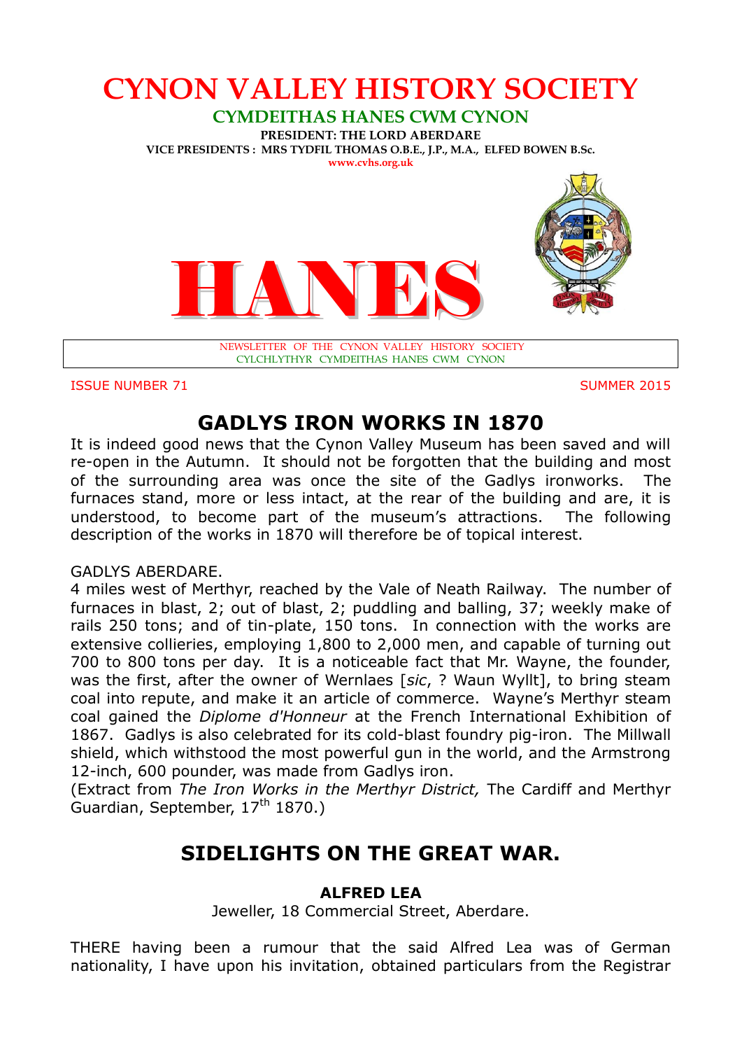# CYNON VALLEY HISTORY SOCIETY

## CYMDEITHAS HANES CWM CYNON

PRESIDENT: THE LORD ABERDARE

VICE PRESIDENTS : MRS TYDFIL THOMAS O.B.E., J.P., M.A., ELFED BOWEN B.Sc.

www.cvhs.org.uk

# HANES

NEWSLETTER OF THE CYNON VALLEY HISTORY SOCIETY
CYLCHLYTHYR CYMDEITHAS HANES CWM CYNON

ISSUE NUMBER 71 SUMMER 2015

## GADLYS IRON WORKS IN 1870

It is indeed good news that the Cynon Valley Museum has been saved and will re-open in the Autumn. It should not be forgotten that the building and most of the surrounding area was once the site of the Gadlys ironworks. The furnaces stand, more or less intact, at the rear of the building and are, it is understood, to become part of the museum's attractions. The following description of the works in 1870 will therefore be of topical interest.

GADLYS ABERDARE.
4 miles west of Merthyr, reached by the Vale of Neath Railway. The number of furnaces in blast, 2; out of blast, 2; puddling and balling, 37; weekly make of rails 250 tons; and of tin-plate, 150 tons. In connection with the works are extensive collieries, employing 1,800 to 2,000 men, and capable of turning out 700 to 800 tons per day. It is a noticeable fact that Mr. Wayne, the founder, was the first, after the owner of Wernlaes [*sic*, ? Waun Wyllt], to bring steam coal into repute, and make it an article of commerce. Wayne's Merthyr steam coal gained the *Diplome d'Honneur* at the French International Exhibition of 1867. Gadlys is also celebrated for its cold-blast foundry pig-iron. The Millwall shield, which withstood the most powerful gun in the world, and the Armstrong 12-inch, 600 pounder, was made from Gadlys iron.
(Extract from *The Iron Works in the Merthyr District,* The Cardiff and Merthyr Guardian, September, 17th 1870.)

## SIDELIGHTS ON THE GREAT WAR.

### ALFRED LEA

Jeweller, 18 Commercial Street, Aberdare.

THERE having been a rumour that the said Alfred Lea was of German nationality, I have upon his invitation, obtained particulars from the Registrar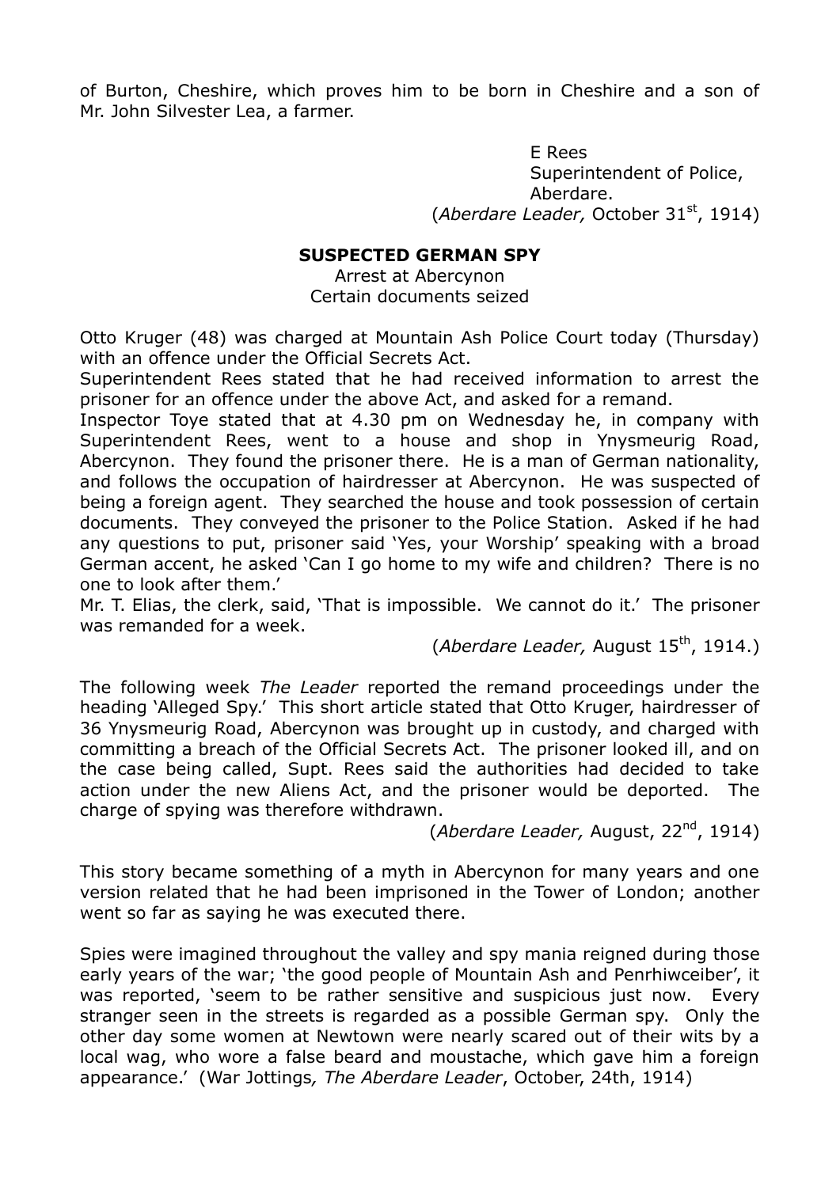of Burton, Cheshire, which proves him to be born in Cheshire and a son of Mr. John Silvester Lea, a farmer.

E Rees  
Superintendent of Police,  
Aberdare.  
(*Aberdare Leader,* October 31st, 1914)

**SUSPECTED GERMAN SPY**

Arrest at Abercynon  
Certain documents seized

Otto Kruger (48) was charged at Mountain Ash Police Court today (Thursday) with an offence under the Official Secrets Act.  
Superintendent Rees stated that he had received information to arrest the prisoner for an offence under the above Act, and asked for a remand.  
Inspector Toye stated that at 4.30 pm on Wednesday he, in company with Superintendent Rees, went to a house and shop in Ynysmeurig Road, Abercynon. They found the prisoner there. He is a man of German nationality, and follows the occupation of hairdresser at Abercynon. He was suspected of being a foreign agent. They searched the house and took possession of certain documents. They conveyed the prisoner to the Police Station. Asked if he had any questions to put, prisoner said 'Yes, your Worship' speaking with a broad German accent, he asked 'Can I go home to my wife and children? There is no one to look after them.'  
Mr. T. Elias, the clerk, said, 'That is impossible. We cannot do it.' The prisoner was remanded for a week.

(*Aberdare Leader,* August 15th, 1914.)

The following week *The Leader* reported the remand proceedings under the heading 'Alleged Spy.' This short article stated that Otto Kruger, hairdresser of 36 Ynysmeurig Road, Abercynon was brought up in custody, and charged with committing a breach of the Official Secrets Act. The prisoner looked ill, and on the case being called, Supt. Rees said the authorities had decided to take action under the new Aliens Act, and the prisoner would be deported. The charge of spying was therefore withdrawn.

(*Aberdare Leader,* August, 22nd, 1914)

This story became something of a myth in Abercynon for many years and one version related that he had been imprisoned in the Tower of London; another went so far as saying he was executed there.

Spies were imagined throughout the valley and spy mania reigned during those early years of the war; 'the good people of Mountain Ash and Penrhiwceiber', it was reported, 'seem to be rather sensitive and suspicious just now. Every stranger seen in the streets is regarded as a possible German spy. Only the other day some women at Newtown were nearly scared out of their wits by a local wag, who wore a false beard and moustache, which gave him a foreign appearance.' (War Jottings*, The Aberdare Leader*, October, 24th, 1914)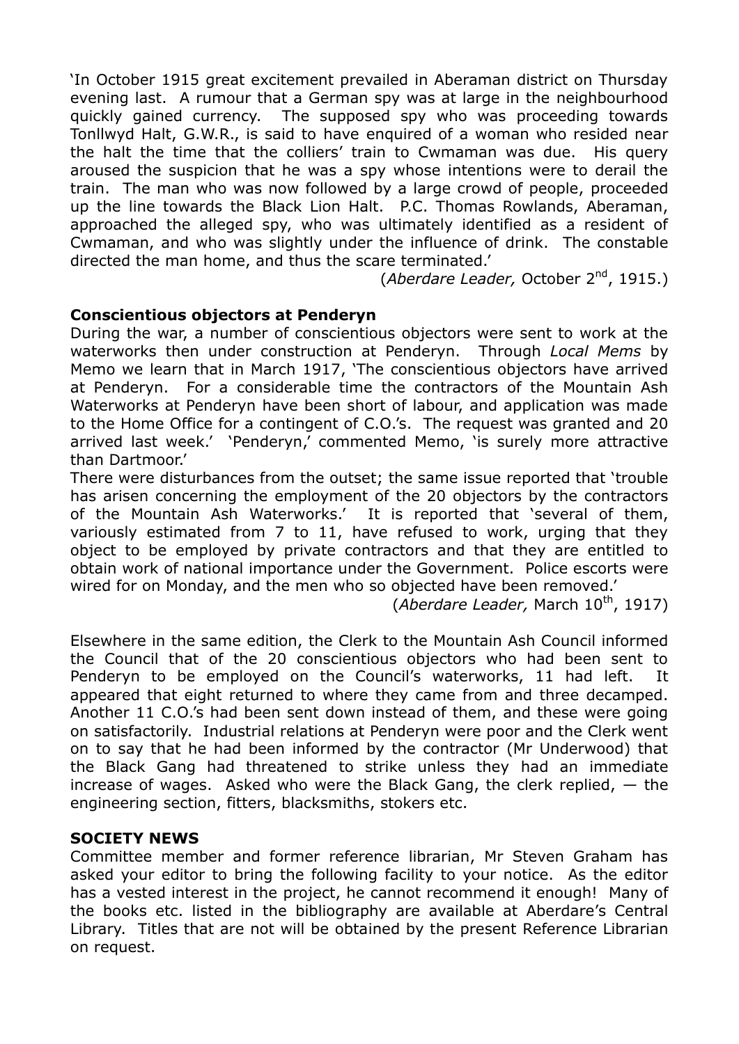'In October 1915 great excitement prevailed in Aberaman district on Thursday evening last. A rumour that a German spy was at large in the neighbourhood quickly gained currency. The supposed spy who was proceeding towards Tonllwyd Halt, G.W.R., is said to have enquired of a woman who resided near the halt the time that the colliers' train to Cwmaman was due. His query aroused the suspicion that he was a spy whose intentions were to derail the train. The man who was now followed by a large crowd of people, proceeded up the line towards the Black Lion Halt. P.C. Thomas Rowlands, Aberaman, approached the alleged spy, who was ultimately identified as a resident of Cwmaman, and who was slightly under the influence of drink. The constable directed the man home, and thus the scare terminated.'

(*Aberdare Leader,* October 2nd, 1915.)

**Conscientious objectors at Penderyn**

During the war, a number of conscientious objectors were sent to work at the waterworks then under construction at Penderyn. Through *Local Mems* by Memo we learn that in March 1917, 'The conscientious objectors have arrived at Penderyn. For a considerable time the contractors of the Mountain Ash Waterworks at Penderyn have been short of labour, and application was made to the Home Office for a contingent of C.O.'s. The request was granted and 20 arrived last week.' 'Penderyn,' commented Memo, 'is surely more attractive than Dartmoor.'

There were disturbances from the outset; the same issue reported that 'trouble has arisen concerning the employment of the 20 objectors by the contractors of the Mountain Ash Waterworks.' It is reported that 'several of them, variously estimated from 7 to 11, have refused to work, urging that they object to be employed by private contractors and that they are entitled to obtain work of national importance under the Government. Police escorts were wired for on Monday, and the men who so objected have been removed.'

(*Aberdare Leader,* March 10th, 1917)

Elsewhere in the same edition, the Clerk to the Mountain Ash Council informed the Council that of the 20 conscientious objectors who had been sent to Penderyn to be employed on the Council's waterworks, 11 had left. It appeared that eight returned to where they came from and three decamped. Another 11 C.O.'s had been sent down instead of them, and these were going on satisfactorily. Industrial relations at Penderyn were poor and the Clerk went on to say that he had been informed by the contractor (Mr Underwood) that the Black Gang had threatened to strike unless they had an immediate increase of wages. Asked who were the Black Gang, the clerk replied, — the engineering section, fitters, blacksmiths, stokers etc.

**SOCIETY NEWS**

Committee member and former reference librarian, Mr Steven Graham has asked your editor to bring the following facility to your notice. As the editor has a vested interest in the project, he cannot recommend it enough! Many of the books etc. listed in the bibliography are available at Aberdare's Central Library. Titles that are not will be obtained by the present Reference Librarian on request.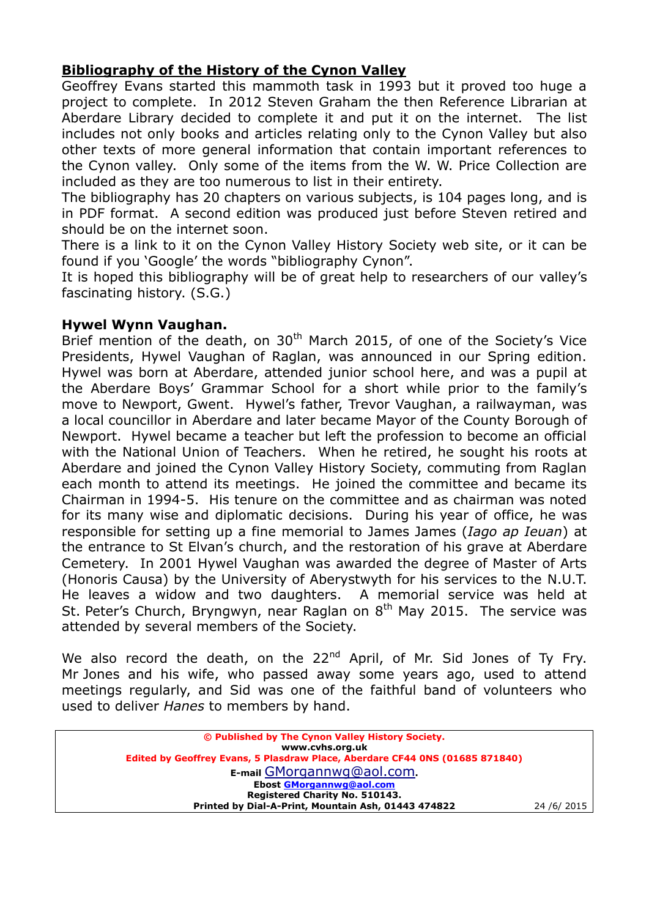## Bibliography of the History of the Cynon Valley

Geoffrey Evans started this mammoth task in 1993 but it proved too huge a project to complete. In 2012 Steven Graham the then Reference Librarian at Aberdare Library decided to complete it and put it on the internet. The list includes not only books and articles relating only to the Cynon Valley but also other texts of more general information that contain important references to the Cynon valley. Only some of the items from the W. W. Price Collection are included as they are too numerous to list in their entirety.

The bibliography has 20 chapters on various subjects, is 104 pages long, and is in PDF format. A second edition was produced just before Steven retired and should be on the internet soon.

There is a link to it on the Cynon Valley History Society web site, or it can be found if you 'Google' the words "bibliography Cynon".

It is hoped this bibliography will be of great help to researchers of our valley's fascinating history. (S.G.)

### Hywel Wynn Vaughan.

Brief mention of the death, on 30th March 2015, of one of the Society's Vice Presidents, Hywel Vaughan of Raglan, was announced in our Spring edition. Hywel was born at Aberdare, attended junior school here, and was a pupil at the Aberdare Boys' Grammar School for a short while prior to the family's move to Newport, Gwent. Hywel's father, Trevor Vaughan, a railwayman, was a local councillor in Aberdare and later became Mayor of the County Borough of Newport. Hywel became a teacher but left the profession to become an official with the National Union of Teachers. When he retired, he sought his roots at Aberdare and joined the Cynon Valley History Society, commuting from Raglan each month to attend its meetings. He joined the committee and became its Chairman in 1994-5. His tenure on the committee and as chairman was noted for its many wise and diplomatic decisions. During his year of office, he was responsible for setting up a fine memorial to James James (*Iago ap Ieuan*) at the entrance to St Elvan's church, and the restoration of his grave at Aberdare Cemetery. In 2001 Hywel Vaughan was awarded the degree of Master of Arts (Honoris Causa) by the University of Aberystwyth for his services to the N.U.T. He leaves a widow and two daughters. A memorial service was held at St. Peter's Church, Bryngwyn, near Raglan on 8th May 2015. The service was attended by several members of the Society.

We also record the death, on the 22nd April, of Mr. Sid Jones of Ty Fry. Mr Jones and his wife, who passed away some years ago, used to attend meetings regularly, and Sid was one of the faithful band of volunteers who used to deliver *Hanes* to members by hand.

**© Published by The Cynon Valley History Society.**
**www.cvhs.org.uk**
**Edited by Geoffrey Evans, 5 Plasdraw Place, Aberdare CF44 0NS (01685 871840)**
**E-mail** GMorgannwg@aol.com.
**Ebost** GMorgannwg@aol.com
**Registered Charity No. 510143.**
**Printed by Dial-A-Print, Mountain Ash, 01443 474822**

24 /6/ 2015